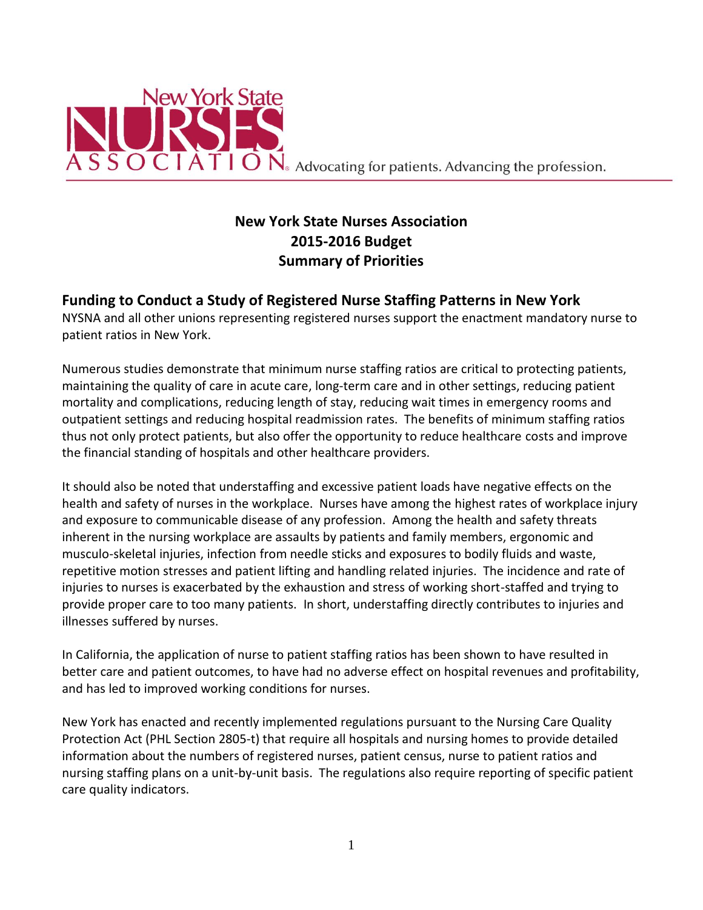New York State NURSES ASSOCIATION Advocating for patients. Advancing the profession.

# New York State Nurses Association 2015-2016 Budget Summary of Priorities

## Funding to Conduct a Study of Registered Nurse Staffing Patterns in New York

NYSNA and all other unions representing registered nurses support the enactment mandatory nurse to patient ratios in New York.

Numerous studies demonstrate that minimum nurse staffing ratios are critical to protecting patients, maintaining the quality of care in acute care, long-term care and in other settings, reducing patient mortality and complications, reducing length of stay, reducing wait times in emergency rooms and outpatient settings and reducing hospital readmission rates. The benefits of minimum staffing ratios thus not only protect patients, but also offer the opportunity to reduce healthcare costs and improve the financial standing of hospitals and other healthcare providers.

It should also be noted that understaffing and excessive patient loads have negative effects on the health and safety of nurses in the workplace. Nurses have among the highest rates of workplace injury and exposure to communicable disease of any profession. Among the health and safety threats inherent in the nursing workplace are assaults by patients and family members, ergonomic and musculo-skeletal injuries, infection from needle sticks and exposures to bodily fluids and waste, repetitive motion stresses and patient lifting and handling related injuries. The incidence and rate of injuries to nurses is exacerbated by the exhaustion and stress of working short-staffed and trying to provide proper care to too many patients. In short, understaffing directly contributes to injuries and illnesses suffered by nurses.

In California, the application of nurse to patient staffing ratios has been shown to have resulted in better care and patient outcomes, to have had no adverse effect on hospital revenues and profitability, and has led to improved working conditions for nurses.

New York has enacted and recently implemented regulations pursuant to the Nursing Care Quality Protection Act (PHL Section 2805-t) that require all hospitals and nursing homes to provide detailed information about the numbers of registered nurses, patient census, nurse to patient ratios and nursing staffing plans on a unit-by-unit basis. The regulations also require reporting of specific patient care quality indicators.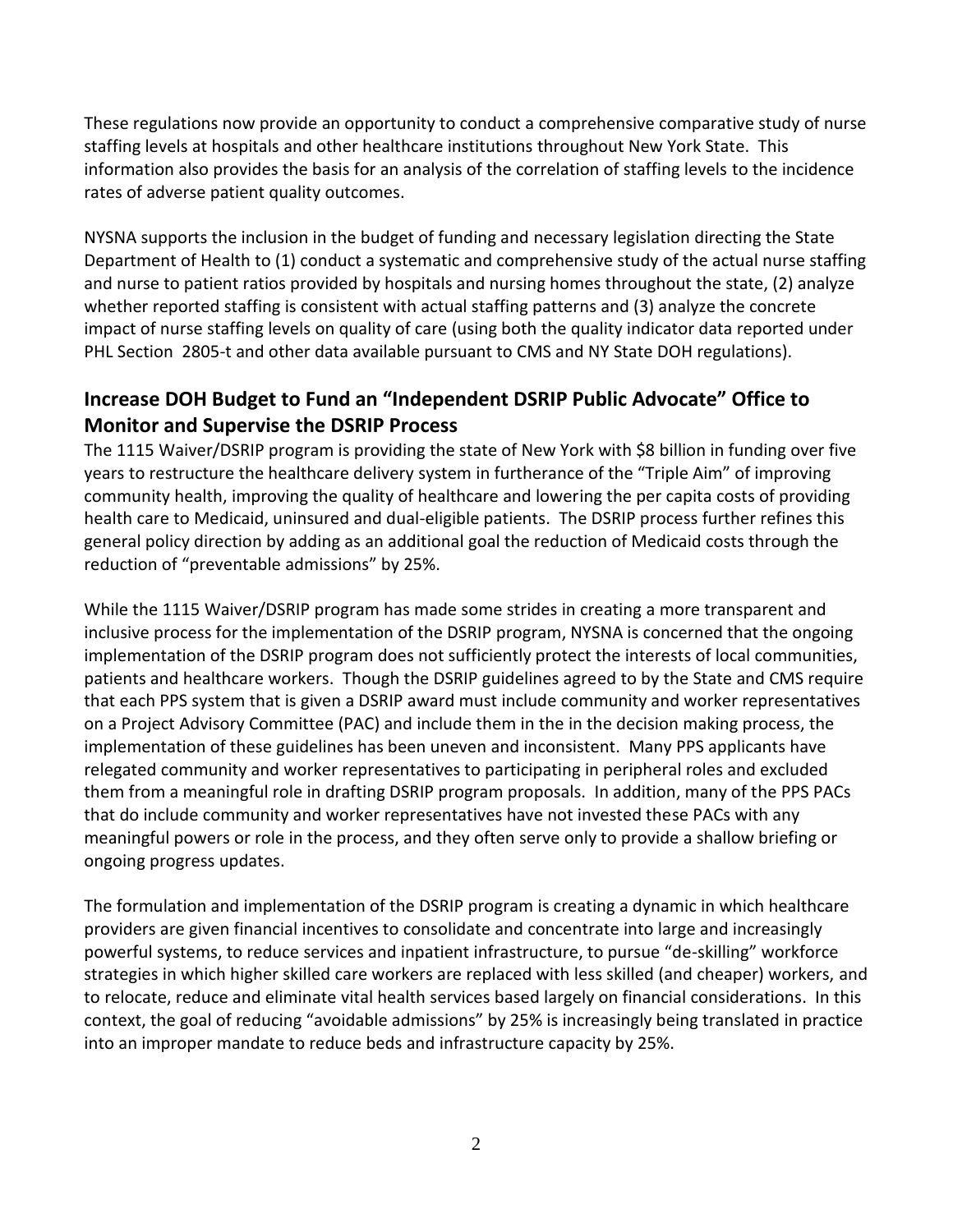These regulations now provide an opportunity to conduct a comprehensive comparative study of nurse staffing levels at hospitals and other healthcare institutions throughout New York State. This information also provides the basis for an analysis of the correlation of staffing levels to the incidence rates of adverse patient quality outcomes.

NYSNA supports the inclusion in the budget of funding and necessary legislation directing the State Department of Health to (1) conduct a systematic and comprehensive study of the actual nurse staffing and nurse to patient ratios provided by hospitals and nursing homes throughout the state, (2) analyze whether reported staffing is consistent with actual staffing patterns and (3) analyze the concrete impact of nurse staffing levels on quality of care (using both the quality indicator data reported under PHL Section 2805-t and other data available pursuant to CMS and NY State DOH regulations).

## Increase DOH Budget to Fund an "Independent DSRIP Public Advocate" Office to Monitor and Supervise the DSRIP Process

The 1115 Waiver/DSRIP program is providing the state of New York with $8 billion in funding over five years to restructure the healthcare delivery system in furtherance of the "Triple Aim" of improving community health, improving the quality of healthcare and lowering the per capita costs of providing health care to Medicaid, uninsured and dual-eligible patients. The DSRIP process further refines this general policy direction by adding as an additional goal the reduction of Medicaid costs through the reduction of "preventable admissions" by 25%.

While the 1115 Waiver/DSRIP program has made some strides in creating a more transparent and inclusive process for the implementation of the DSRIP program, NYSNA is concerned that the ongoing implementation of the DSRIP program does not sufficiently protect the interests of local communities, patients and healthcare workers. Though the DSRIP guidelines agreed to by the State and CMS require that each PPS system that is given a DSRIP award must include community and worker representatives on a Project Advisory Committee (PAC) and include them in the in the decision making process, the implementation of these guidelines has been uneven and inconsistent. Many PPS applicants have relegated community and worker representatives to participating in peripheral roles and excluded them from a meaningful role in drafting DSRIP program proposals. In addition, many of the PPS PACs that do include community and worker representatives have not invested these PACs with any meaningful powers or role in the process, and they often serve only to provide a shallow briefing or ongoing progress updates.

The formulation and implementation of the DSRIP program is creating a dynamic in which healthcare providers are given financial incentives to consolidate and concentrate into large and increasingly powerful systems, to reduce services and inpatient infrastructure, to pursue "de-skilling" workforce strategies in which higher skilled care workers are replaced with less skilled (and cheaper) workers, and to relocate, reduce and eliminate vital health services based largely on financial considerations. In this context, the goal of reducing "avoidable admissions" by 25% is increasingly being translated in practice into an improper mandate to reduce beds and infrastructure capacity by 25%.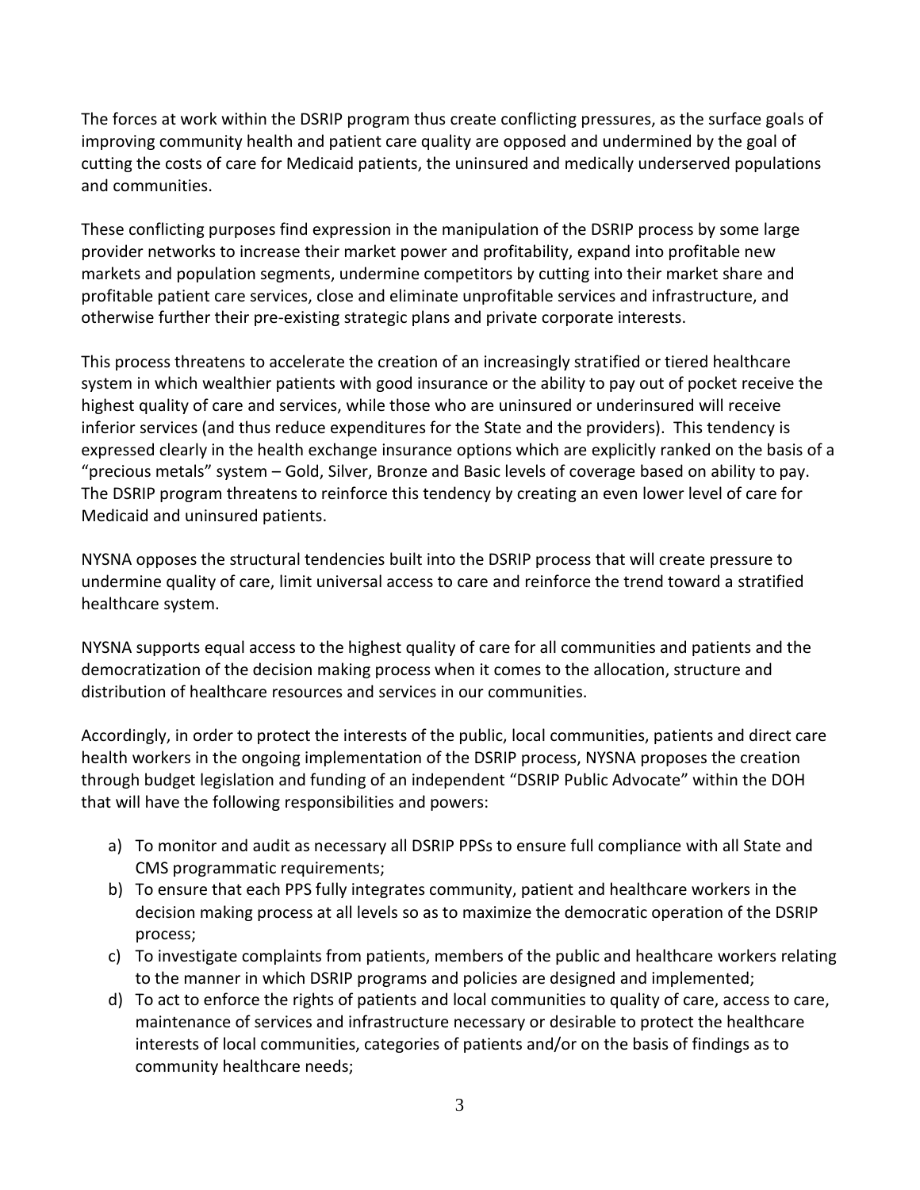The forces at work within the DSRIP program thus create conflicting pressures, as the surface goals of improving community health and patient care quality are opposed and undermined by the goal of cutting the costs of care for Medicaid patients, the uninsured and medically underserved populations and communities.

These conflicting purposes find expression in the manipulation of the DSRIP process by some large provider networks to increase their market power and profitability, expand into profitable new markets and population segments, undermine competitors by cutting into their market share and profitable patient care services, close and eliminate unprofitable services and infrastructure, and otherwise further their pre-existing strategic plans and private corporate interests.

This process threatens to accelerate the creation of an increasingly stratified or tiered healthcare system in which wealthier patients with good insurance or the ability to pay out of pocket receive the highest quality of care and services, while those who are uninsured or underinsured will receive inferior services (and thus reduce expenditures for the State and the providers). This tendency is expressed clearly in the health exchange insurance options which are explicitly ranked on the basis of a "precious metals" system – Gold, Silver, Bronze and Basic levels of coverage based on ability to pay. The DSRIP program threatens to reinforce this tendency by creating an even lower level of care for Medicaid and uninsured patients.

NYSNA opposes the structural tendencies built into the DSRIP process that will create pressure to undermine quality of care, limit universal access to care and reinforce the trend toward a stratified healthcare system.

NYSNA supports equal access to the highest quality of care for all communities and patients and the democratization of the decision making process when it comes to the allocation, structure and distribution of healthcare resources and services in our communities.

Accordingly, in order to protect the interests of the public, local communities, patients and direct care health workers in the ongoing implementation of the DSRIP process, NYSNA proposes the creation through budget legislation and funding of an independent "DSRIP Public Advocate" within the DOH that will have the following responsibilities and powers:

a) To monitor and audit as necessary all DSRIP PPSs to ensure full compliance with all State and CMS programmatic requirements;
b) To ensure that each PPS fully integrates community, patient and healthcare workers in the decision making process at all levels so as to maximize the democratic operation of the DSRIP process;
c) To investigate complaints from patients, members of the public and healthcare workers relating to the manner in which DSRIP programs and policies are designed and implemented;
d) To act to enforce the rights of patients and local communities to quality of care, access to care, maintenance of services and infrastructure necessary or desirable to protect the healthcare interests of local communities, categories of patients and/or on the basis of findings as to community healthcare needs;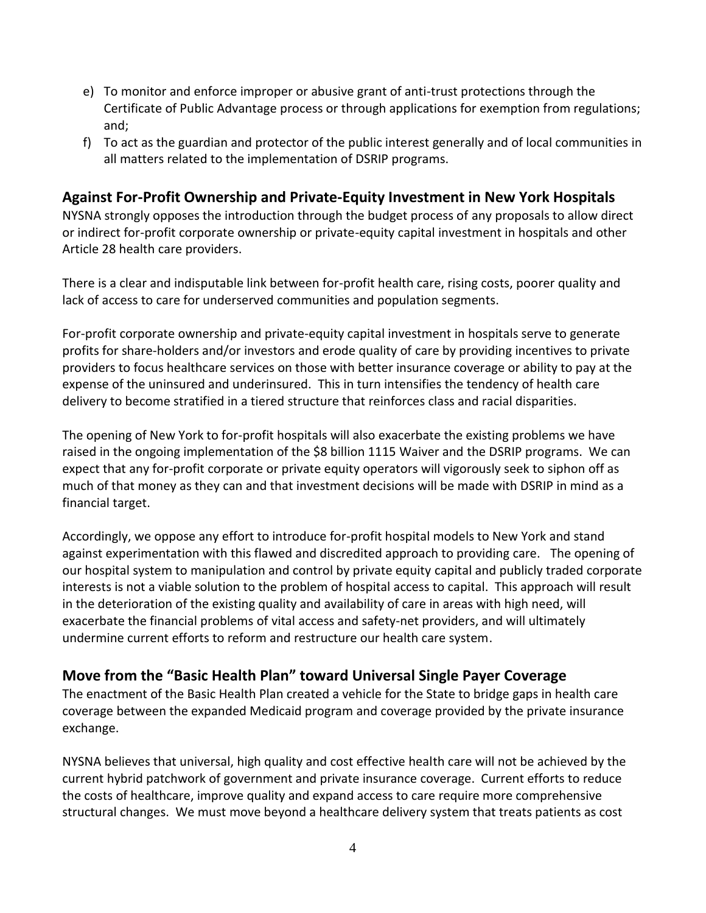e) To monitor and enforce improper or abusive grant of anti-trust protections through the Certificate of Public Advantage process or through applications for exemption from regulations; and;
f) To act as the guardian and protector of the public interest generally and of local communities in all matters related to the implementation of DSRIP programs.

## Against For-Profit Ownership and Private-Equity Investment in New York Hospitals

NYSNA strongly opposes the introduction through the budget process of any proposals to allow direct or indirect for-profit corporate ownership or private-equity capital investment in hospitals and other Article 28 health care providers.

There is a clear and indisputable link between for-profit health care, rising costs, poorer quality and lack of access to care for underserved communities and population segments.

For-profit corporate ownership and private-equity capital investment in hospitals serve to generate profits for share-holders and/or investors and erode quality of care by providing incentives to private providers to focus healthcare services on those with better insurance coverage or ability to pay at the expense of the uninsured and underinsured. This in turn intensifies the tendency of health care delivery to become stratified in a tiered structure that reinforces class and racial disparities.

The opening of New York to for-profit hospitals will also exacerbate the existing problems we have raised in the ongoing implementation of the $8 billion 1115 Waiver and the DSRIP programs. We can expect that any for-profit corporate or private equity operators will vigorously seek to siphon off as much of that money as they can and that investment decisions will be made with DSRIP in mind as a financial target.

Accordingly, we oppose any effort to introduce for-profit hospital models to New York and stand against experimentation with this flawed and discredited approach to providing care. The opening of our hospital system to manipulation and control by private equity capital and publicly traded corporate interests is not a viable solution to the problem of hospital access to capital. This approach will result in the deterioration of the existing quality and availability of care in areas with high need, will exacerbate the financial problems of vital access and safety-net providers, and will ultimately undermine current efforts to reform and restructure our health care system.

## Move from the "Basic Health Plan" toward Universal Single Payer Coverage

The enactment of the Basic Health Plan created a vehicle for the State to bridge gaps in health care coverage between the expanded Medicaid program and coverage provided by the private insurance exchange.

NYSNA believes that universal, high quality and cost effective health care will not be achieved by the current hybrid patchwork of government and private insurance coverage. Current efforts to reduce the costs of healthcare, improve quality and expand access to care require more comprehensive structural changes. We must move beyond a healthcare delivery system that treats patients as cost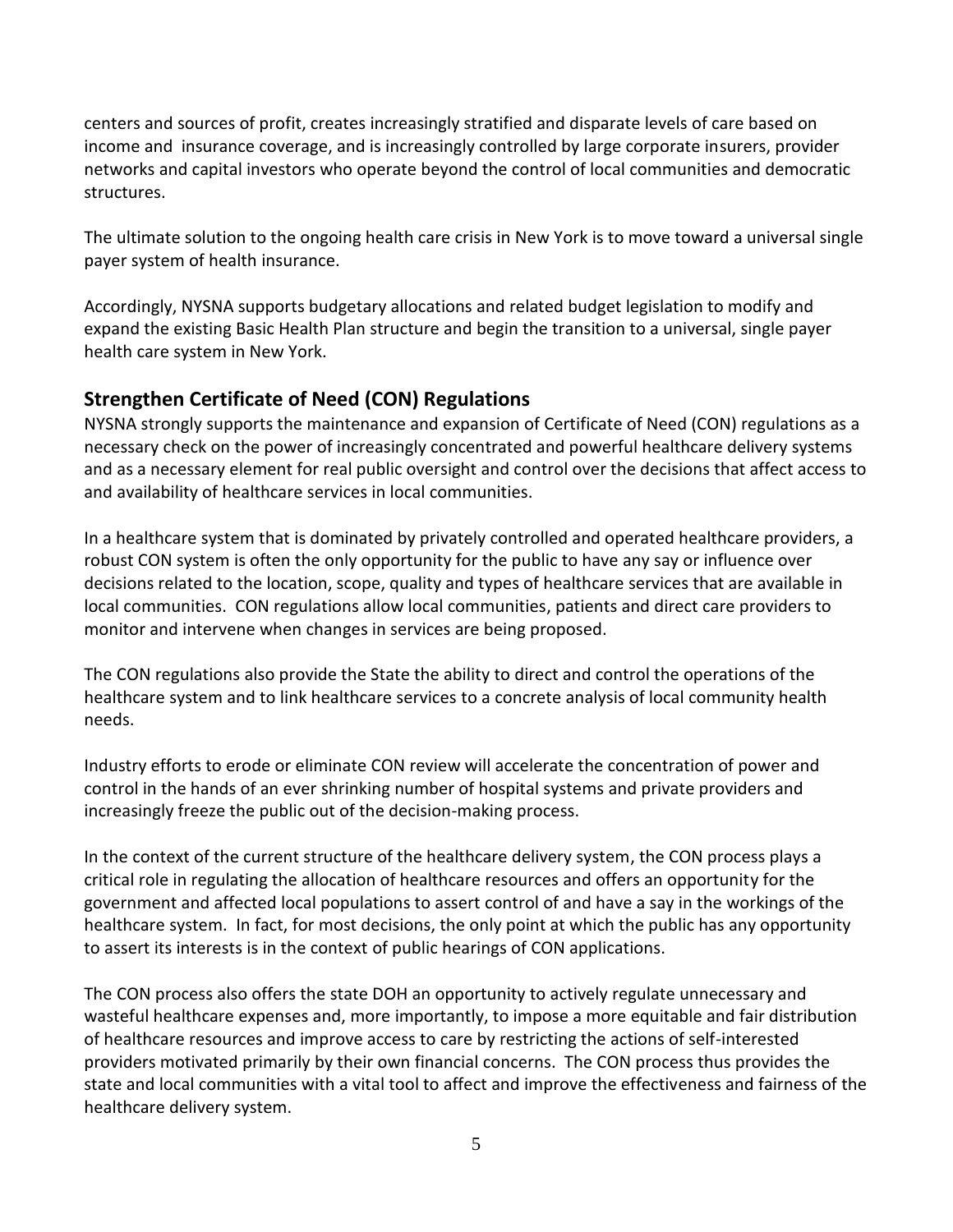centers and sources of profit, creates increasingly stratified and disparate levels of care based on income and insurance coverage, and is increasingly controlled by large corporate insurers, provider networks and capital investors who operate beyond the control of local communities and democratic structures.

The ultimate solution to the ongoing health care crisis in New York is to move toward a universal single payer system of health insurance.

Accordingly, NYSNA supports budgetary allocations and related budget legislation to modify and expand the existing Basic Health Plan structure and begin the transition to a universal, single payer health care system in New York.

## Strengthen Certificate of Need (CON) Regulations

NYSNA strongly supports the maintenance and expansion of Certificate of Need (CON) regulations as a necessary check on the power of increasingly concentrated and powerful healthcare delivery systems and as a necessary element for real public oversight and control over the decisions that affect access to and availability of healthcare services in local communities.

In a healthcare system that is dominated by privately controlled and operated healthcare providers, a robust CON system is often the only opportunity for the public to have any say or influence over decisions related to the location, scope, quality and types of healthcare services that are available in local communities. CON regulations allow local communities, patients and direct care providers to monitor and intervene when changes in services are being proposed.

The CON regulations also provide the State the ability to direct and control the operations of the healthcare system and to link healthcare services to a concrete analysis of local community health needs.

Industry efforts to erode or eliminate CON review will accelerate the concentration of power and control in the hands of an ever shrinking number of hospital systems and private providers and increasingly freeze the public out of the decision-making process.

In the context of the current structure of the healthcare delivery system, the CON process plays a critical role in regulating the allocation of healthcare resources and offers an opportunity for the government and affected local populations to assert control of and have a say in the workings of the healthcare system. In fact, for most decisions, the only point at which the public has any opportunity to assert its interests is in the context of public hearings of CON applications.

The CON process also offers the state DOH an opportunity to actively regulate unnecessary and wasteful healthcare expenses and, more importantly, to impose a more equitable and fair distribution of healthcare resources and improve access to care by restricting the actions of self-interested providers motivated primarily by their own financial concerns. The CON process thus provides the state and local communities with a vital tool to affect and improve the effectiveness and fairness of the healthcare delivery system.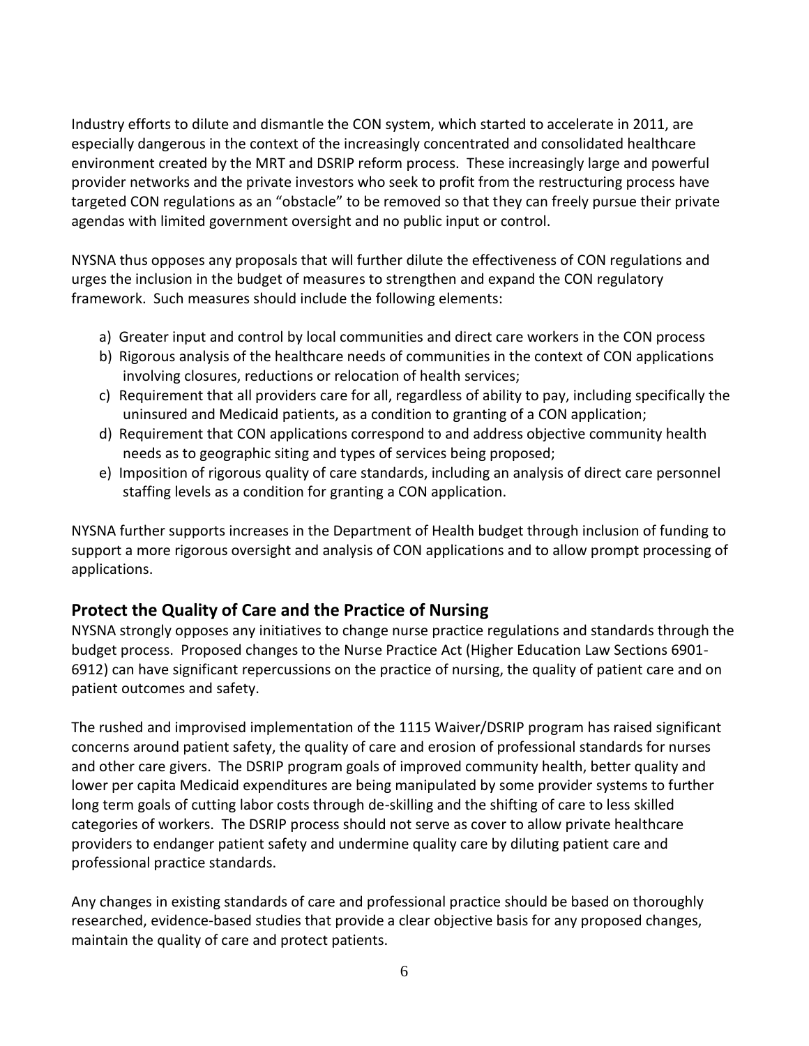Industry efforts to dilute and dismantle the CON system, which started to accelerate in 2011, are especially dangerous in the context of the increasingly concentrated and consolidated healthcare environment created by the MRT and DSRIP reform process. These increasingly large and powerful provider networks and the private investors who seek to profit from the restructuring process have targeted CON regulations as an "obstacle" to be removed so that they can freely pursue their private agendas with limited government oversight and no public input or control.

NYSNA thus opposes any proposals that will further dilute the effectiveness of CON regulations and urges the inclusion in the budget of measures to strengthen and expand the CON regulatory framework. Such measures should include the following elements:

a) Greater input and control by local communities and direct care workers in the CON process
b) Rigorous analysis of the healthcare needs of communities in the context of CON applications involving closures, reductions or relocation of health services;
c) Requirement that all providers care for all, regardless of ability to pay, including specifically the uninsured and Medicaid patients, as a condition to granting of a CON application;
d) Requirement that CON applications correspond to and address objective community health needs as to geographic siting and types of services being proposed;
e) Imposition of rigorous quality of care standards, including an analysis of direct care personnel staffing levels as a condition for granting a CON application.

NYSNA further supports increases in the Department of Health budget through inclusion of funding to support a more rigorous oversight and analysis of CON applications and to allow prompt processing of applications.

## Protect the Quality of Care and the Practice of Nursing

NYSNA strongly opposes any initiatives to change nurse practice regulations and standards through the budget process. Proposed changes to the Nurse Practice Act (Higher Education Law Sections 6901-6912) can have significant repercussions on the practice of nursing, the quality of patient care and on patient outcomes and safety.

The rushed and improvised implementation of the 1115 Waiver/DSRIP program has raised significant concerns around patient safety, the quality of care and erosion of professional standards for nurses and other care givers. The DSRIP program goals of improved community health, better quality and lower per capita Medicaid expenditures are being manipulated by some provider systems to further long term goals of cutting labor costs through de-skilling and the shifting of care to less skilled categories of workers. The DSRIP process should not serve as cover to allow private healthcare providers to endanger patient safety and undermine quality care by diluting patient care and professional practice standards.

Any changes in existing standards of care and professional practice should be based on thoroughly researched, evidence-based studies that provide a clear objective basis for any proposed changes, maintain the quality of care and protect patients.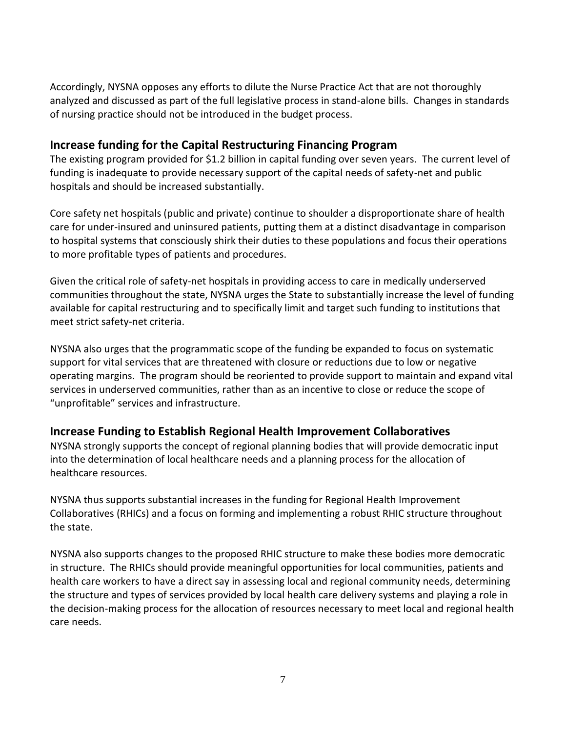Accordingly, NYSNA opposes any efforts to dilute the Nurse Practice Act that are not thoroughly analyzed and discussed as part of the full legislative process in stand-alone bills. Changes in standards of nursing practice should not be introduced in the budget process.

## Increase funding for the Capital Restructuring Financing Program

The existing program provided for $1.2 billion in capital funding over seven years. The current level of funding is inadequate to provide necessary support of the capital needs of safety-net and public hospitals and should be increased substantially.

Core safety net hospitals (public and private) continue to shoulder a disproportionate share of health care for under-insured and uninsured patients, putting them at a distinct disadvantage in comparison to hospital systems that consciously shirk their duties to these populations and focus their operations to more profitable types of patients and procedures.

Given the critical role of safety-net hospitals in providing access to care in medically underserved communities throughout the state, NYSNA urges the State to substantially increase the level of funding available for capital restructuring and to specifically limit and target such funding to institutions that meet strict safety-net criteria.

NYSNA also urges that the programmatic scope of the funding be expanded to focus on systematic support for vital services that are threatened with closure or reductions due to low or negative operating margins. The program should be reoriented to provide support to maintain and expand vital services in underserved communities, rather than as an incentive to close or reduce the scope of "unprofitable" services and infrastructure.

## Increase Funding to Establish Regional Health Improvement Collaboratives

NYSNA strongly supports the concept of regional planning bodies that will provide democratic input into the determination of local healthcare needs and a planning process for the allocation of healthcare resources.

NYSNA thus supports substantial increases in the funding for Regional Health Improvement Collaboratives (RHICs) and a focus on forming and implementing a robust RHIC structure throughout the state.

NYSNA also supports changes to the proposed RHIC structure to make these bodies more democratic in structure. The RHICs should provide meaningful opportunities for local communities, patients and health care workers to have a direct say in assessing local and regional community needs, determining the structure and types of services provided by local health care delivery systems and playing a role in the decision-making process for the allocation of resources necessary to meet local and regional health care needs.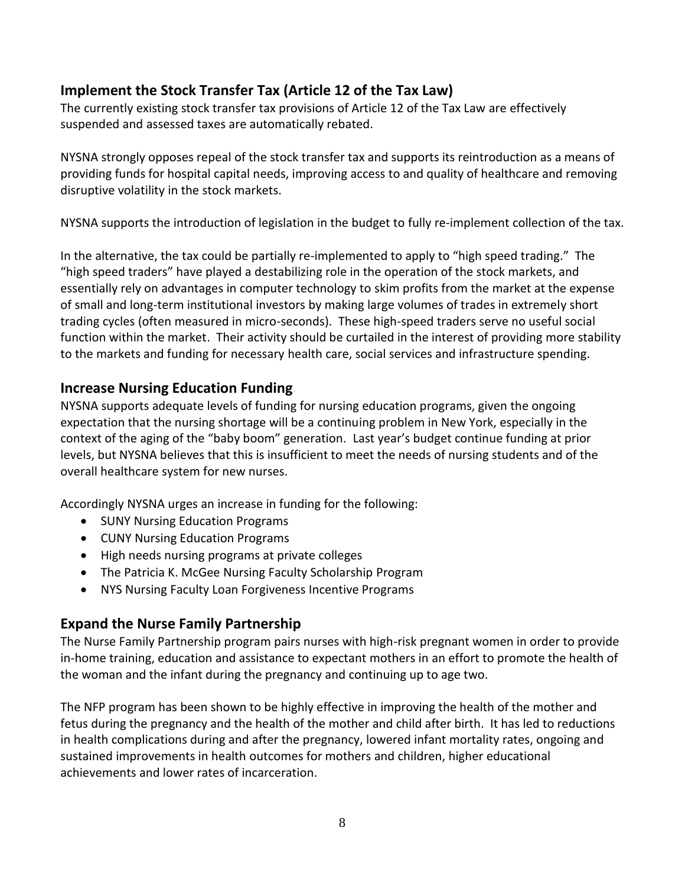## Implement the Stock Transfer Tax (Article 12 of the Tax Law)

The currently existing stock transfer tax provisions of Article 12 of the Tax Law are effectively suspended and assessed taxes are automatically rebated.

NYSNA strongly opposes repeal of the stock transfer tax and supports its reintroduction as a means of providing funds for hospital capital needs, improving access to and quality of healthcare and removing disruptive volatility in the stock markets.

NYSNA supports the introduction of legislation in the budget to fully re-implement collection of the tax.

In the alternative, the tax could be partially re-implemented to apply to "high speed trading." The "high speed traders" have played a destabilizing role in the operation of the stock markets, and essentially rely on advantages in computer technology to skim profits from the market at the expense of small and long-term institutional investors by making large volumes of trades in extremely short trading cycles (often measured in micro-seconds). These high-speed traders serve no useful social function within the market. Their activity should be curtailed in the interest of providing more stability to the markets and funding for necessary health care, social services and infrastructure spending.

## Increase Nursing Education Funding

NYSNA supports adequate levels of funding for nursing education programs, given the ongoing expectation that the nursing shortage will be a continuing problem in New York, especially in the context of the aging of the "baby boom" generation. Last year's budget continue funding at prior levels, but NYSNA believes that this is insufficient to meet the needs of nursing students and of the overall healthcare system for new nurses.

Accordingly NYSNA urges an increase in funding for the following:

- SUNY Nursing Education Programs
- CUNY Nursing Education Programs
- High needs nursing programs at private colleges
- The Patricia K. McGee Nursing Faculty Scholarship Program
- NYS Nursing Faculty Loan Forgiveness Incentive Programs

## Expand the Nurse Family Partnership

The Nurse Family Partnership program pairs nurses with high-risk pregnant women in order to provide in-home training, education and assistance to expectant mothers in an effort to promote the health of the woman and the infant during the pregnancy and continuing up to age two.

The NFP program has been shown to be highly effective in improving the health of the mother and fetus during the pregnancy and the health of the mother and child after birth. It has led to reductions in health complications during and after the pregnancy, lowered infant mortality rates, ongoing and sustained improvements in health outcomes for mothers and children, higher educational achievements and lower rates of incarceration.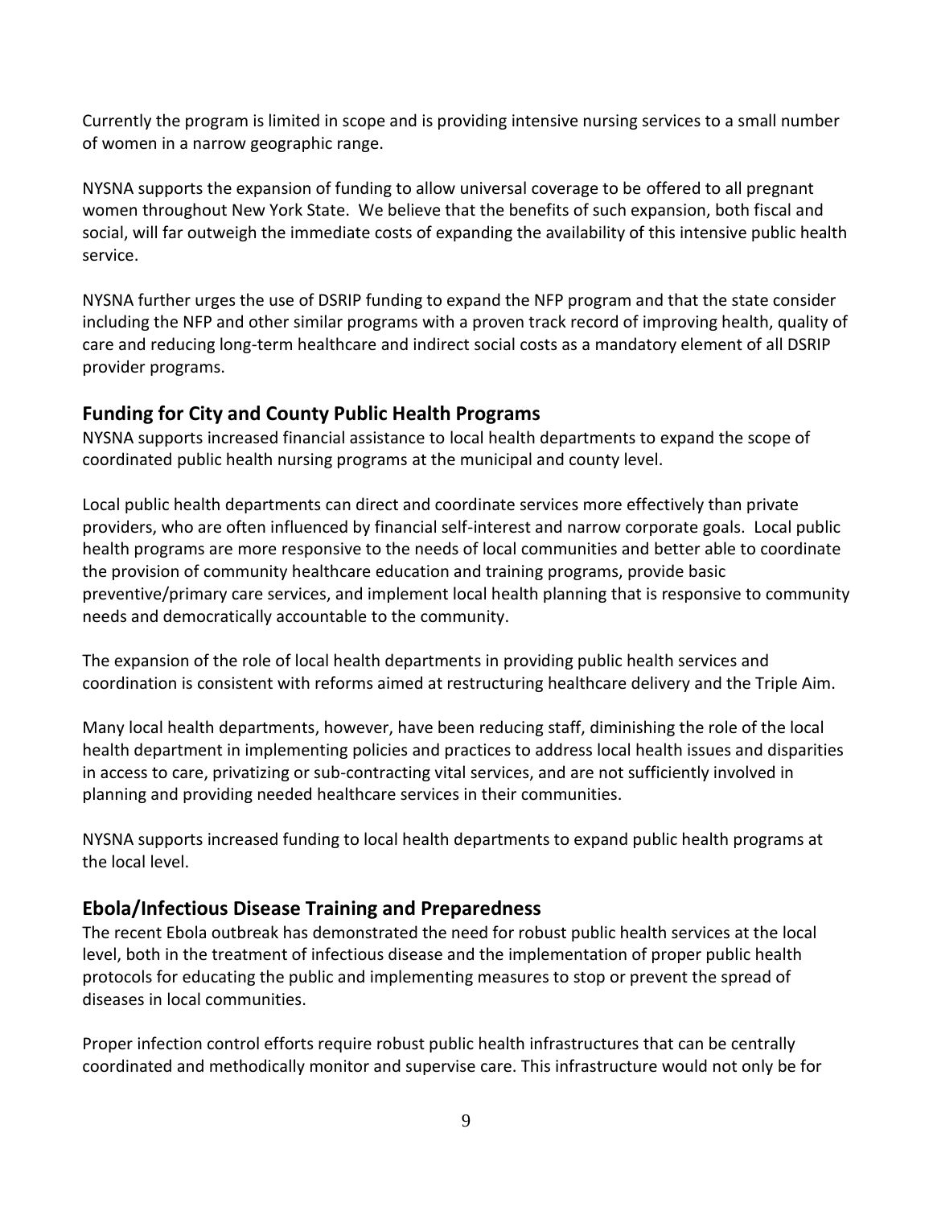Currently the program is limited in scope and is providing intensive nursing services to a small number of women in a narrow geographic range.

NYSNA supports the expansion of funding to allow universal coverage to be offered to all pregnant women throughout New York State. We believe that the benefits of such expansion, both fiscal and social, will far outweigh the immediate costs of expanding the availability of this intensive public health service.

NYSNA further urges the use of DSRIP funding to expand the NFP program and that the state consider including the NFP and other similar programs with a proven track record of improving health, quality of care and reducing long-term healthcare and indirect social costs as a mandatory element of all DSRIP provider programs.

## Funding for City and County Public Health Programs

NYSNA supports increased financial assistance to local health departments to expand the scope of coordinated public health nursing programs at the municipal and county level.

Local public health departments can direct and coordinate services more effectively than private providers, who are often influenced by financial self-interest and narrow corporate goals. Local public health programs are more responsive to the needs of local communities and better able to coordinate the provision of community healthcare education and training programs, provide basic preventive/primary care services, and implement local health planning that is responsive to community needs and democratically accountable to the community.

The expansion of the role of local health departments in providing public health services and coordination is consistent with reforms aimed at restructuring healthcare delivery and the Triple Aim.

Many local health departments, however, have been reducing staff, diminishing the role of the local health department in implementing policies and practices to address local health issues and disparities in access to care, privatizing or sub-contracting vital services, and are not sufficiently involved in planning and providing needed healthcare services in their communities.

NYSNA supports increased funding to local health departments to expand public health programs at the local level.

## Ebola/Infectious Disease Training and Preparedness

The recent Ebola outbreak has demonstrated the need for robust public health services at the local level, both in the treatment of infectious disease and the implementation of proper public health protocols for educating the public and implementing measures to stop or prevent the spread of diseases in local communities.

Proper infection control efforts require robust public health infrastructures that can be centrally coordinated and methodically monitor and supervise care. This infrastructure would not only be for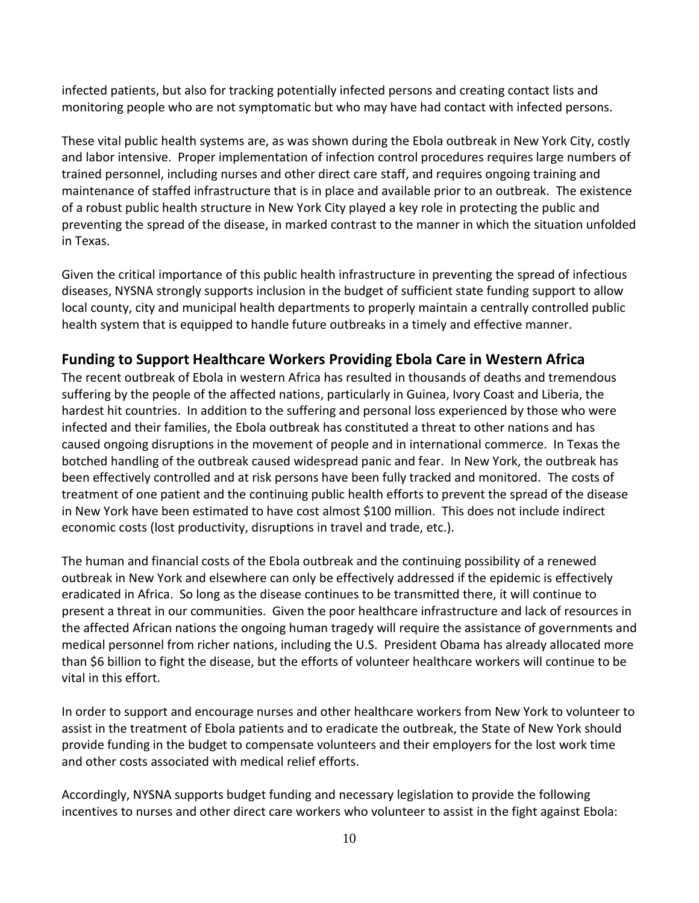infected patients, but also for tracking potentially infected persons and creating contact lists and monitoring people who are not symptomatic but who may have had contact with infected persons.

These vital public health systems are, as was shown during the Ebola outbreak in New York City, costly and labor intensive. Proper implementation of infection control procedures requires large numbers of trained personnel, including nurses and other direct care staff, and requires ongoing training and maintenance of staffed infrastructure that is in place and available prior to an outbreak. The existence of a robust public health structure in New York City played a key role in protecting the public and preventing the spread of the disease, in marked contrast to the manner in which the situation unfolded in Texas.

Given the critical importance of this public health infrastructure in preventing the spread of infectious diseases, NYSNA strongly supports inclusion in the budget of sufficient state funding support to allow local county, city and municipal health departments to properly maintain a centrally controlled public health system that is equipped to handle future outbreaks in a timely and effective manner.

## Funding to Support Healthcare Workers Providing Ebola Care in Western Africa

The recent outbreak of Ebola in western Africa has resulted in thousands of deaths and tremendous suffering by the people of the affected nations, particularly in Guinea, Ivory Coast and Liberia, the hardest hit countries. In addition to the suffering and personal loss experienced by those who were infected and their families, the Ebola outbreak has constituted a threat to other nations and has caused ongoing disruptions in the movement of people and in international commerce. In Texas the botched handling of the outbreak caused widespread panic and fear. In New York, the outbreak has been effectively controlled and at risk persons have been fully tracked and monitored. The costs of treatment of one patient and the continuing public health efforts to prevent the spread of the disease in New York have been estimated to have cost almost $100 million. This does not include indirect economic costs (lost productivity, disruptions in travel and trade, etc.).

The human and financial costs of the Ebola outbreak and the continuing possibility of a renewed outbreak in New York and elsewhere can only be effectively addressed if the epidemic is effectively eradicated in Africa. So long as the disease continues to be transmitted there, it will continue to present a threat in our communities. Given the poor healthcare infrastructure and lack of resources in the affected African nations the ongoing human tragedy will require the assistance of governments and medical personnel from richer nations, including the U.S. President Obama has already allocated more than $6 billion to fight the disease, but the efforts of volunteer healthcare workers will continue to be vital in this effort.

In order to support and encourage nurses and other healthcare workers from New York to volunteer to assist in the treatment of Ebola patients and to eradicate the outbreak, the State of New York should provide funding in the budget to compensate volunteers and their employers for the lost work time and other costs associated with medical relief efforts.

Accordingly, NYSNA supports budget funding and necessary legislation to provide the following incentives to nurses and other direct care workers who volunteer to assist in the fight against Ebola: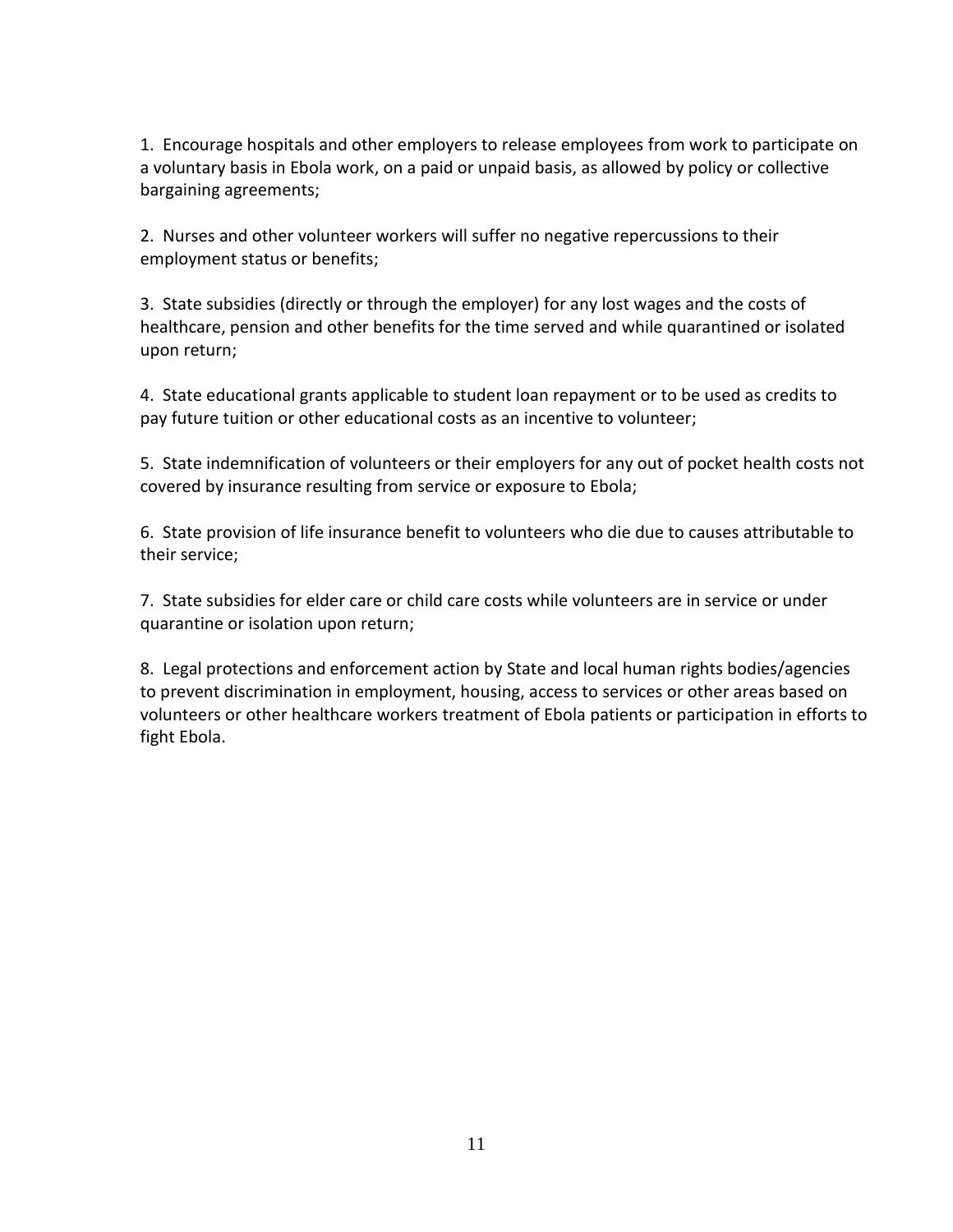1. Encourage hospitals and other employers to release employees from work to participate on a voluntary basis in Ebola work, on a paid or unpaid basis, as allowed by policy or collective bargaining agreements;

2. Nurses and other volunteer workers will suffer no negative repercussions to their employment status or benefits;

3. State subsidies (directly or through the employer) for any lost wages and the costs of healthcare, pension and other benefits for the time served and while quarantined or isolated upon return;

4. State educational grants applicable to student loan repayment or to be used as credits to pay future tuition or other educational costs as an incentive to volunteer;

5. State indemnification of volunteers or their employers for any out of pocket health costs not covered by insurance resulting from service or exposure to Ebola;

6. State provision of life insurance benefit to volunteers who die due to causes attributable to their service;

7. State subsidies for elder care or child care costs while volunteers are in service or under quarantine or isolation upon return;

8. Legal protections and enforcement action by State and local human rights bodies/agencies to prevent discrimination in employment, housing, access to services or other areas based on volunteers or other healthcare workers treatment of Ebola patients or participation in efforts to fight Ebola.